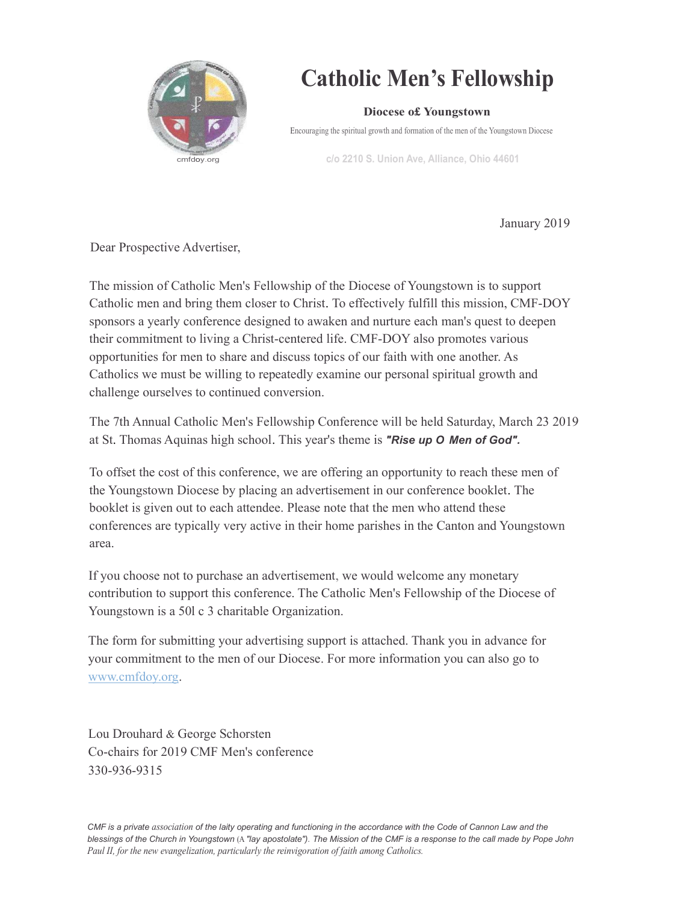# Catholic Men's Fellowship

**Diocese o£ Youngstown**

Encouraging the spiritual growth and formation of the men of the Youngstown Diocese

cmfdoy.org

c/o 2210 S. Union Ave, Alliance, Ohio 44601

January 2019

Dear Prospective Advertiser,

The mission of Catholic Men's Fellowship of the Diocese of Youngstown is to support Catholic men and bring them closer to Christ. To effectively fulfill this mission, CMF-DOY sponsors a yearly conference designed to awaken and nurture each man's quest to deepen their commitment to living a Christ-centered life. CMF-DOY also promotes various opportunities for men to share and discuss topics of our faith with one another. As Catholics we must be willing to repeatedly examine our personal spiritual growth and challenge ourselves to continued conversion.

The 7th Annual Catholic Men's Fellowship Conference will be held Saturday, March 23 2019 at St. Thomas Aquinas high school. This year's theme is ***"Rise up O Men of God".***

To offset the cost of this conference, we are offering an opportunity to reach these men of the Youngstown Diocese by placing an advertisement in our conference booklet. The booklet is given out to each attendee. Please note that the men who attend these conferences are typically very active in their home parishes in the Canton and Youngstown area.

If you choose not to purchase an advertisement, we would welcome any monetary contribution to support this conference. The Catholic Men's Fellowship of the Diocese of Youngstown is a 50l c 3 charitable Organization.

The form for submitting your advertising support is attached. Thank you in advance for your commitment to the men of our Diocese. For more information you can also go to [www.cmfdoy.org](www.cmfdoy.org).

Lou Drouhard & George Schorsten
Co-chairs for 2019 CMF Men's conference
330-936-9315

*CMF is a private association of the laity operating and functioning in the accordance with the Code of Cannon Law and the blessings of the Church in Youngstown (A "lay apostolate"). The Mission of the CMF is a response to the call made by Pope John Paul II, for the new evangelization, particularly the reinvigoration of faith among Catholics.*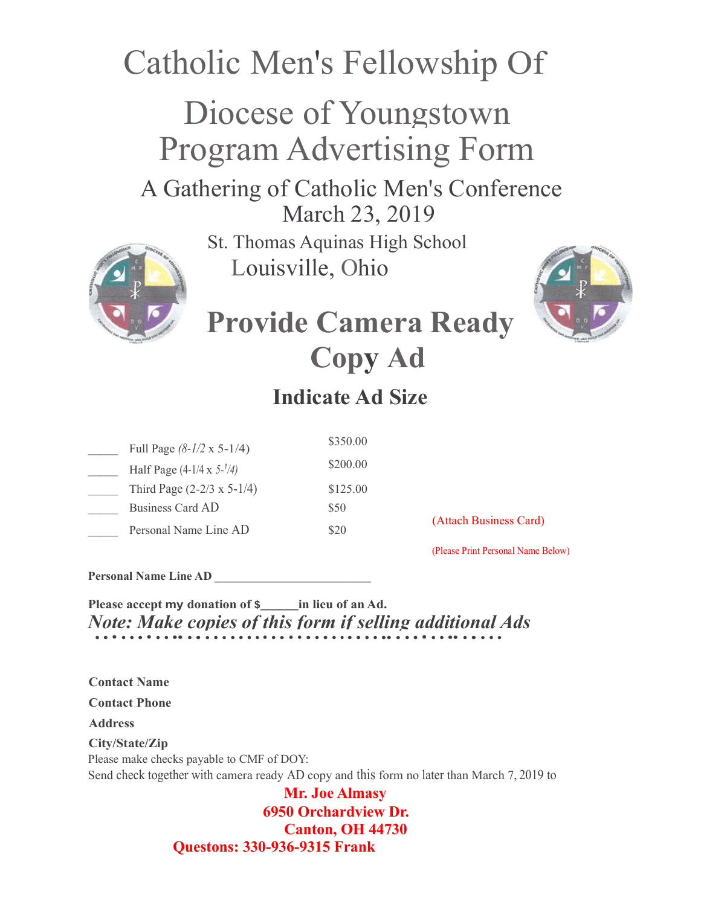# Catholic Men's Fellowship Of

# Diocese of Youngstown Program Advertising Form

## A Gathering of Catholic Men's Conference March 23, 2019

St. Thomas Aquinas High School
Louisville, Ohio

# Provide Camera Ready Copy Ad

## Indicate Ad Size

| | | | |
|---|---|---|---|
| _____ | Full Page *(8-1/2* x 5-1/4) | $350.00 | |
| _____ | Half Page (4-1/4 x *5-1/4)* | $200.00 | |
| _____ | Third Page (2-2/3 x 5-1/4) | $125.00 | |
| _____ | Business Card AD | $50 | (Attach Business Card) |
| _____ | Personal Name Line AD | $20 | (Please Print Personal Name Below) |

**Personal Name Line AD _________________________**

**Please accept my donation of $______in lieu of an Ad.**

***Note: Make copies of this form if selling additional Ads***

**Contact Name**

**Contact Phone**

**Address**

**City/State/Zip**

Please make checks payable to CMF of DOY:

Send check together with camera ready AD copy and this form no later than March 7, 2019 to

**Mr. Joe Almasy**
**6950 Orchardview Dr.**
**Canton, OH 44730**

**Questons: 330-936-9315 Frank**